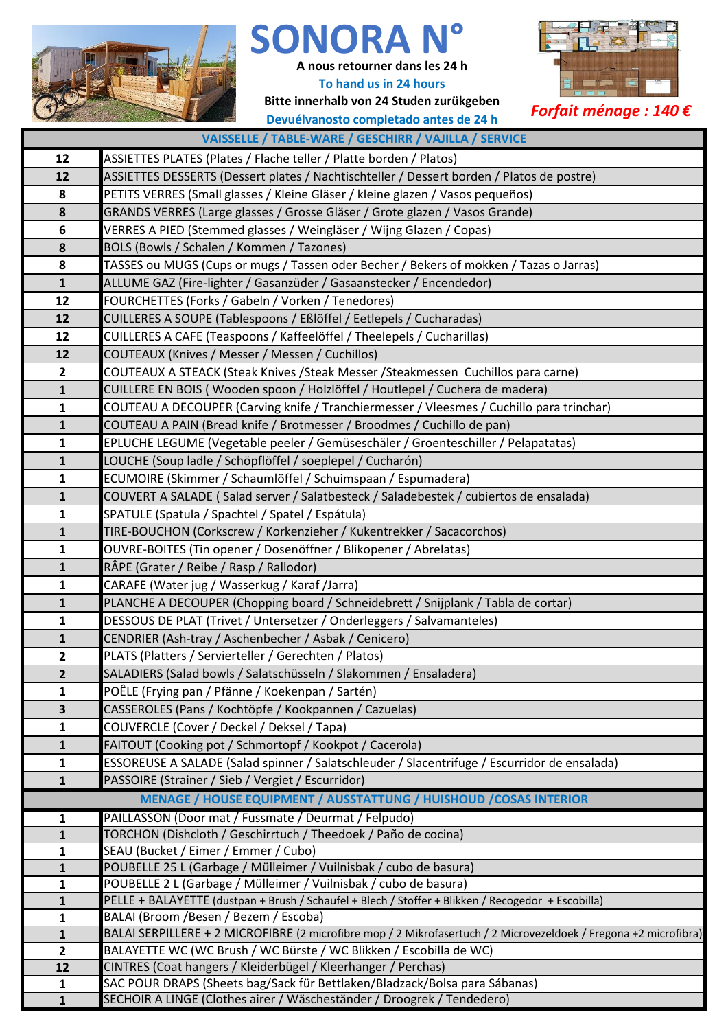# SONORA N°

**A nous retourner dans les 24 h**

**To hand us in 24 hours**

**Bitte innerhalb von 24 Studen zurükgeben**

**Devuélvanosto completado antes de 24 h**

***Forfait ménage : 140 €***

| VAISSELLE / TABLE-WARE / GESCHIRR / VAJILLA / SERVICE | |
|---|---|
| **12** | ASSIETTES PLATES (Plates / Flache teller / Platte borden / Platos) |
| **12** | ASSIETTES DESSERTS (Dessert plates / Nachtischteller / Dessert borden / Platos de postre) |
| **8** | PETITS VERRES (Small glasses / Kleine Gläser / kleine glazen / Vasos pequeños) |
| **8** | GRANDS VERRES (Large glasses / Grosse Gläser / Grote glazen / Vasos Grande) |
| **6** | VERRES A PIED (Stemmed glasses / Weingläser / Wijng Glazen / Copas) |
| **8** | BOLS (Bowls / Schalen / Kommen / Tazones) |
| **8** | TASSES ou MUGS (Cups or mugs / Tassen oder Becher / Bekers of mokken / Tazas o Jarras) |
| **1** | ALLUME GAZ (Fire-lighter / Gasanzüder / Gasaanstecker / Encendedor) |
| **12** | FOURCHETTES (Forks / Gabeln / Vorken / Tenedores) |
| **12** | CUILLERES A SOUPE (Tablespoons / Eßlöffel / Eetlepels / Cucharadas) |
| **12** | CUILLERES A CAFE (Teaspoons / Kaffeelöffel / Theelepels / Cucharillas) |
| **12** | COUTEAUX (Knives / Messer / Messen / Cuchillos) |
| **2** | COUTEAUX A STEACK (Steak Knives /Steak Messer /Steakmessen Cuchillos para carne) |
| **1** | CUILLERE EN BOIS ( Wooden spoon / Holzlöffel / Houtlepel / Cuchera de madera) |
| **1** | COUTEAU A DECOUPER (Carving knife / Tranchiermesser / Vleesmes / Cuchillo para trinchar) |
| **1** | COUTEAU A PAIN (Bread knife / Brotmesser / Broodmes / Cuchillo de pan) |
| **1** | EPLUCHE LEGUME (Vegetable peeler / Gemüseschäler / Groenteschiller / Pelapatatas) |
| **1** | LOUCHE (Soup ladle / Schöpflöffel / soeplepel / Cucharón) |
| **1** | ECUMOIRE (Skimmer / Schaumlöffel / Schuimspaan / Espumadera) |
| **1** | COUVERT A SALADE ( Salad server / Salatbesteck / Saladebestek / cubiertos de ensalada) |
| **1** | SPATULE (Spatula / Spachtel / Spatel / Espátula) |
| **1** | TIRE-BOUCHON (Corkscrew / Korkenzieher / Kukentrekker / Sacacorchos) |
| **1** | OUVRE-BOITES (Tin opener / Dosenöffner / Blikopener / Abrelatas) |
| **1** | RÂPE (Grater / Reibe / Rasp / Rallodor) |
| **1** | CARAFE (Water jug / Wasserkug / Karaf /Jarra) |
| **1** | PLANCHE A DECOUPER (Chopping board / Schneidebrett / Snijplank / Tabla de cortar) |
| **1** | DESSOUS DE PLAT (Trivet / Untersetzer / Onderleggers / Salvamanteles) |
| **1** | CENDRIER (Ash-tray / Aschenbecher / Asbak / Cenicero) |
| **2** | PLATS (Platters / Servierteller / Gerechten / Platos) |
| **2** | SALADIERS (Salad bowls / Salatschüsseln / Slakommen / Ensaladera) |
| **1** | POÊLE (Frying pan / Pfänne / Koekenpan / Sartén) |
| **3** | CASSEROLES (Pans / Kochtöpfe / Kookpannen / Cazuelas) |
| **1** | COUVERCLE (Cover / Deckel / Deksel / Tapa) |
| **1** | FAITOUT (Cooking pot / Schmortopf / Kookpot / Cacerola) |
| **1** | ESSOREUSE A SALADE (Salad spinner / Salatschleuder / Slacentrifuge / Escurridor de ensalada) |
| **1** | PASSOIRE (Strainer / Sieb / Vergiet / Escurridor) |
| **MENAGE / HOUSE EQUIPMENT / AUSSTATTUNG / HUISHOUD /COSAS INTERIOR** | |
| **1** | PAILLASSON (Door mat / Fussmate / Deurmat / Felpudo) |
| **1** | TORCHON (Dishcloth / Geschirrtuch / Theedoek / Paño de cocina) |
| **1** | SEAU (Bucket / Eimer / Emmer / Cubo) |
| **1** | POUBELLE 25 L (Garbage / Mülleimer / Vuilnisbak / cubo de basura) |
| **1** | POUBELLE 2 L (Garbage / Mülleimer / Vuilnisbak / cubo de basura) |
| **1** | PELLE + BALAYETTE (dustpan + Brush / Schaufel + Blech / Stoffer + Blikken / Recogedor + Escobilla) |
| **1** | BALAI (Broom /Besen / Bezem / Escoba) |
| **1** | BALAI SERPILLERE + 2 MICROFIBRE (2 microfibre mop / 2 Mikrofasertuch / 2 Microvezeldoek / Fregona +2 microfibra) |
| **2** | BALAYETTE WC (WC Brush / WC Bürste / WC Blikken / Escobilla de WC) |
| **12** | CINTRES (Coat hangers / Kleiderbügel / Kleerhanger / Perchas) |
| **1** | SAC POUR DRAPS (Sheets bag/Sack für Bettlaken/Bladzack/Bolsa para Sábanas) |
| **1** | SECHOIR A LINGE (Clothes airer / Wäscheständer / Droogrek / Tendedero) |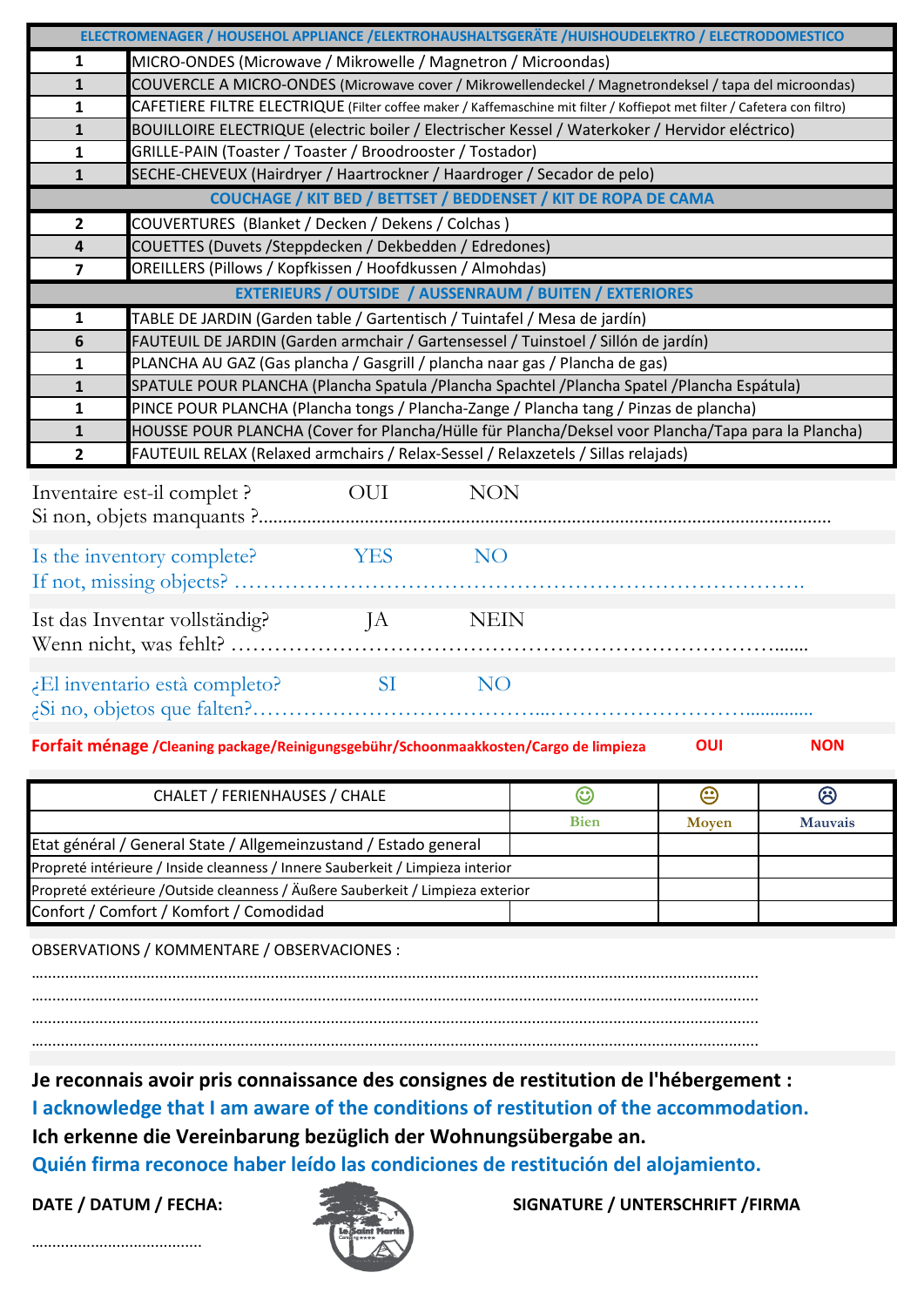| | |
|---|---|
| **ELECTROMENAGER / HOUSEHOL APPLIANCE /ELEKTROHAUSHALTSGERÄTE /HUISHOUDELEKTRO / ELECTRODOMESTICO** | |
| 1 | MICRO-ONDES (Microwave / Mikrowelle / Magnetron / Microondas) |
| 1 | COUVERCLE A MICRO-ONDES (Microwave cover / Mikrowellendeckel / Magnetrondeksel / tapa del microondas) |
| 1 | CAFETIERE FILTRE ELECTRIQUE (Filter coffee maker / Kaffemaschine mit filter / Koffiepot met filter / Cafetera con filtro) |
| 1 | BOUILLOIRE ELECTRIQUE (electric boiler / Electrischer Kessel / Waterkoker / Hervidor eléctrico) |
| 1 | GRILLE-PAIN (Toaster / Toaster / Broodrooster / Tostador) |
| 1 | SECHE-CHEVEUX (Hairdryer / Haartrockner / Haardroger / Secador de pelo) |
| **COUCHAGE / KIT BED / BETTSET / BEDDENSET / KIT DE ROPA DE CAMA** | |
| 2 | COUVERTURES (Blanket / Decken / Dekens / Colchas ) |
| 4 | COUETTES (Duvets /Steppdecken / Dekbedden / Edredones) |
| 7 | OREILLERS (Pillows / Kopfkissen / Hoofdkussen / Almohdas) |
| **EXTERIEURS / OUTSIDE / AUSSENRAUM / BUITEN / EXTERIORES** | |
| 1 | TABLE DE JARDIN (Garden table / Gartentisch / Tuintafel / Mesa de jardín) |
| 6 | FAUTEUIL DE JARDIN (Garden armchair / Gartensessel / Tuinstoel / Sillón de jardín) |
| 1 | PLANCHA AU GAZ (Gas plancha / Gasgrill / plancha naar gas / Plancha de gas) |
| 1 | SPATULE POUR PLANCHA (Plancha Spatula /Plancha Spachtel /Plancha Spatel /Plancha Espátula) |
| 1 | PINCE POUR PLANCHA (Plancha tongs / Plancha-Zange / Plancha tang / Pinzas de plancha) |
| 1 | HOUSSE POUR PLANCHA (Cover for Plancha/Hülle für Plancha/Deksel voor Plancha/Tapa para la Plancha) |
| 2 | FAUTEUIL RELAX (Relaxed armchairs / Relax-Sessel / Relaxzetels / Sillas relajads) |

Inventaire est-il complet ? OUI NON
Si non, objets manquants ?......................................................................................................................

Is the inventory complete? YES NO
If not, missing objects? ……………………………………………………………………….

Ist das Inventar vollständig? JA NEIN
Wenn nicht, was fehlt? …………………………………………………………………......

¿El inventario està completo? SI NO
¿Si no, objetos que falten?…………………………………....………………………..............

**Forfait ménage** /Cleaning package/Reinigungsgebühr/Schoonmaakkosten/Cargo de limpieza **OUI** **NON**

| CHALET / FERIENHAUSES / CHALE | ☺ | 😐 | ☹ |
|---|---|---|---|
| | Bien | Moyen | Mauvais |
| Etat général / General State / Allgemeinzustand / Estado general | | | |
| Propreté intérieure / Inside cleanness / Innere Sauberkeit / Limpieza interior | | | |
| Propreté extérieure /Outside cleanness / Äußere Sauberkeit / Limpieza exterior | | | |
| Confort / Comfort / Komfort / Comodidad | | | |

OBSERVATIONS / KOMMENTARE / OBSERVACIONES :

……………………………………………………………………………………………………………………………………
……………………………………………………………………………………………………………………………………
……………………………………………………………………………………………………………………………………
……………………………………………………………………………………………………………………………………

**Je reconnais avoir pris connaissance des consignes de restitution de l'hébergement :**
**I acknowledge that I am aware of the conditions of restitution of the accommodation.**
**Ich erkenne die Vereinbarung bezüglich der Wohnungsübergabe an.**
**Quién firma reconoce haber leído las condiciones de restitución del alojamiento.**

**DATE / DATUM / FECHA:** **SIGNATURE / UNTERSCHRIFT /FIRMA**

…………………………………